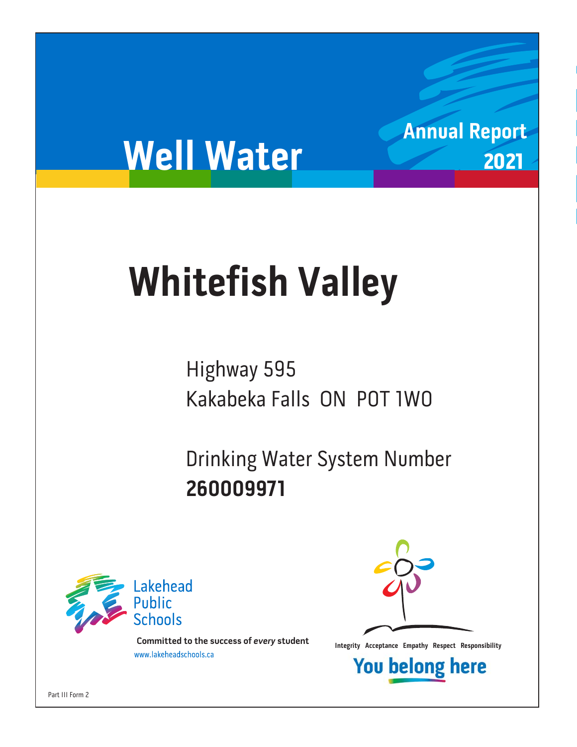# Well Water

**Annual Report 2021**

# Whitefish Valley

Highway 595
Kakabeka Falls ON P0T 1W0

Drinking Water System Number
**260009971**

Lakehead Public Schools

**Committed to the success of *every* student**
www.lakeheadschools.ca

**Integrity Acceptance Empathy Respect Responsibility**

**You belong here**

Part III Form 2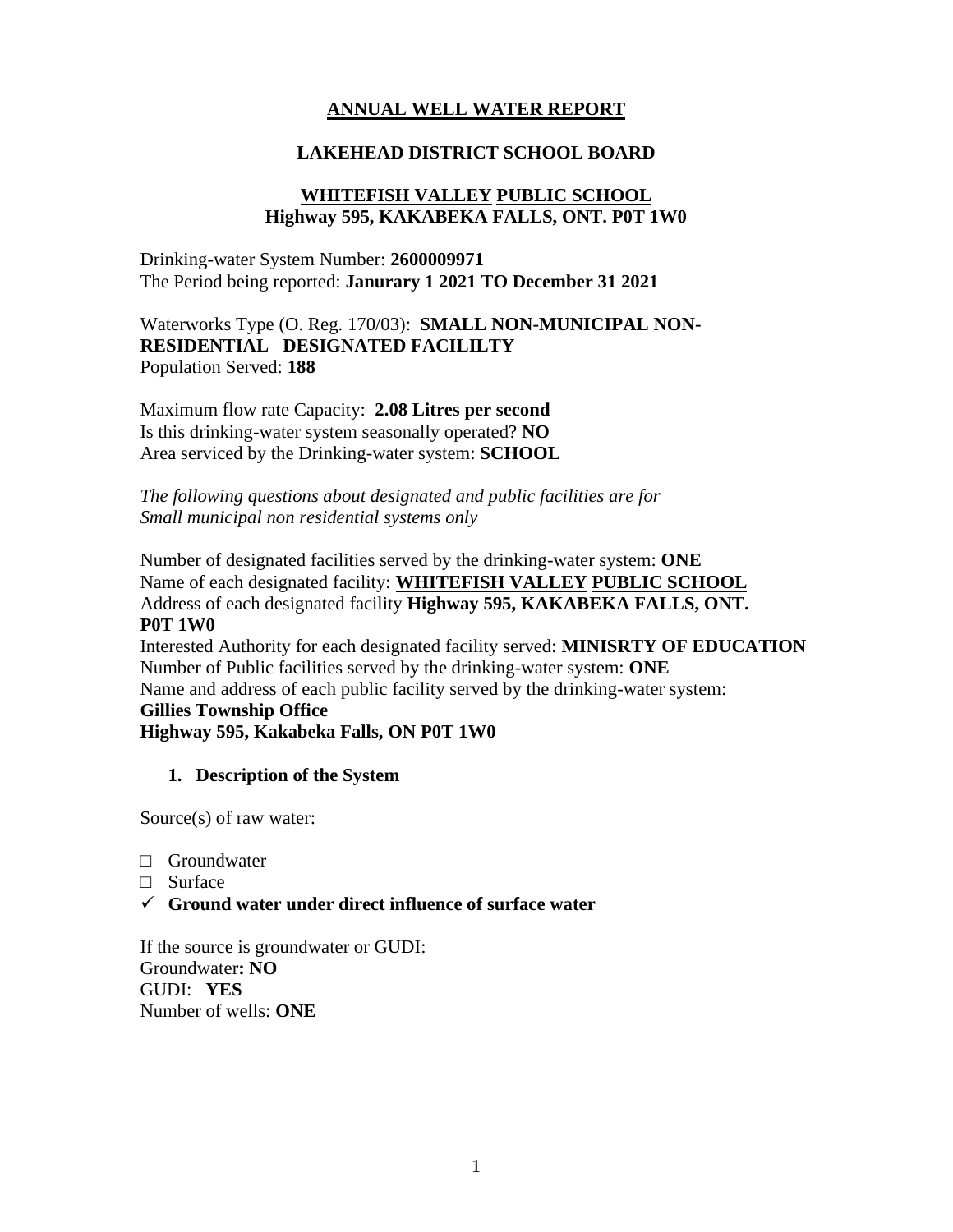## ANNUAL WELL WATER REPORT

## LAKEHEAD DISTRICT SCHOOL BOARD

### WHITEFISH VALLEY PUBLIC SCHOOL
### Highway 595, KAKABEKA FALLS, ONT. P0T 1W0

Drinking-water System Number: **2600009971**
The Period being reported: **Janurary 1 2021 TO December 31 2021**

Waterworks Type (O. Reg. 170/03): **SMALL NON-MUNICIPAL NON-RESIDENTIAL DESIGNATED FACILILTY**
Population Served: **188**

Maximum flow rate Capacity: **2.08 Litres per second**
Is this drinking-water system seasonally operated? **NO**
Area serviced by the Drinking-water system: **SCHOOL**

*The following questions about designated and public facilities are for Small municipal non residential systems only*

Number of designated facilities served by the drinking-water system: **ONE**
Name of each designated facility: **WHITEFISH VALLEY PUBLIC SCHOOL**
Address of each designated facility **Highway 595, KAKABEKA FALLS, ONT. P0T 1W0**
Interested Authority for each designated facility served: **MINISRTY OF EDUCATION**
Number of Public facilities served by the drinking-water system: **ONE**
Name and address of each public facility served by the drinking-water system:
**Gillies Township Office**
**Highway 595, Kakabeka Falls, ON P0T 1W0**

1. **Description of the System**

Source(s) of raw water:

- □ Groundwater
- □ Surface
- ✓ **Ground water under direct influence of surface water**

If the source is groundwater or GUDI:
Groundwater**: NO**
GUDI: **YES**
Number of wells: **ONE**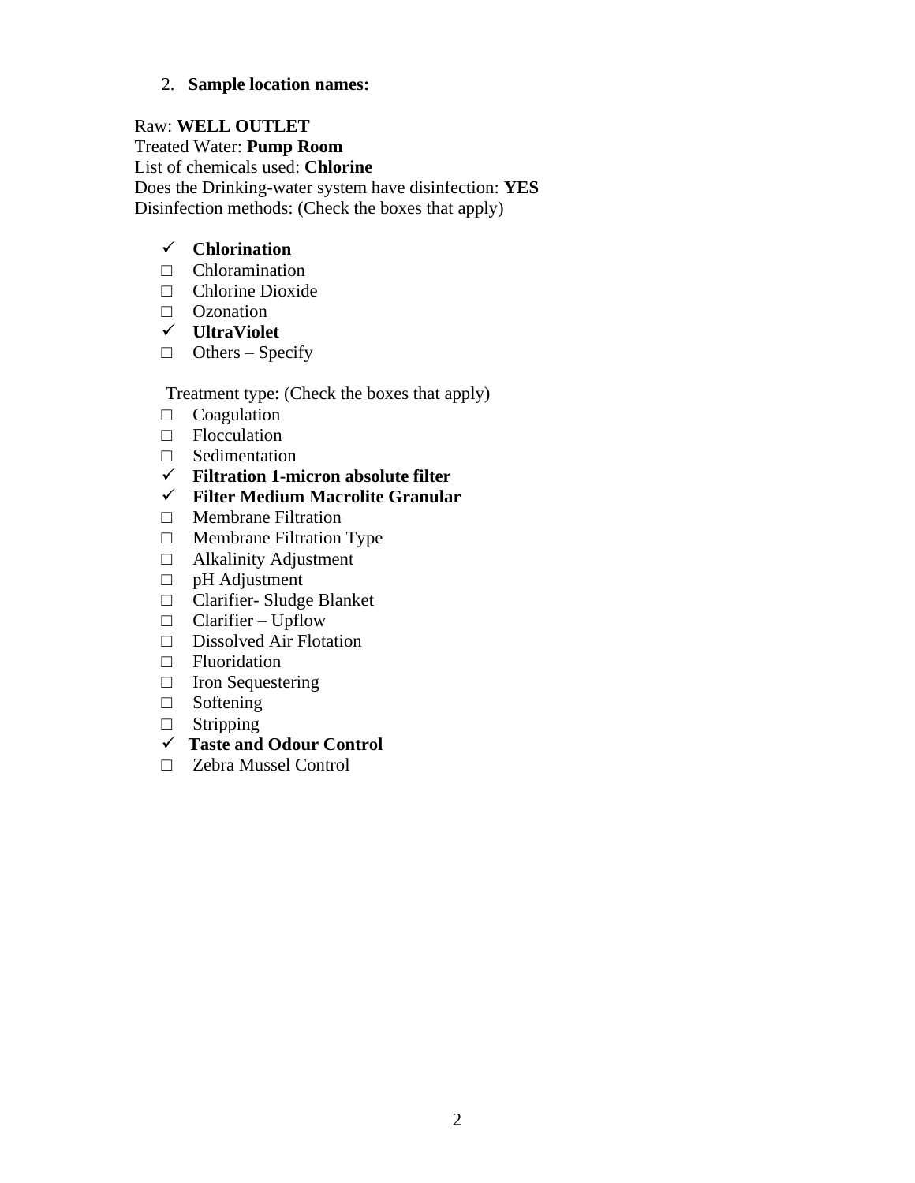2. **Sample location names:**

Raw: **WELL OUTLET**
Treated Water: **Pump Room**
List of chemicals used: **Chlorine**
Does the Drinking-water system have disinfection: **YES**
Disinfection methods: (Check the boxes that apply)

- ✓ **Chlorination**
- □ Chloramination
- □ Chlorine Dioxide
- □ Ozonation
- ✓ **UltraViolet**
- □ Others – Specify

Treatment type: (Check the boxes that apply)

- □ Coagulation
- □ Flocculation
- □ Sedimentation
- ✓ **Filtration 1-micron absolute filter**
- ✓ **Filter Medium Macrolite Granular**
- □ Membrane Filtration
- □ Membrane Filtration Type
- □ Alkalinity Adjustment
- □ pH Adjustment
- □ Clarifier- Sludge Blanket
- □ Clarifier – Upflow
- □ Dissolved Air Flotation
- □ Fluoridation
- □ Iron Sequestering
- □ Softening
- □ Stripping
- ✓ **Taste and Odour Control**
- □ Zebra Mussel Control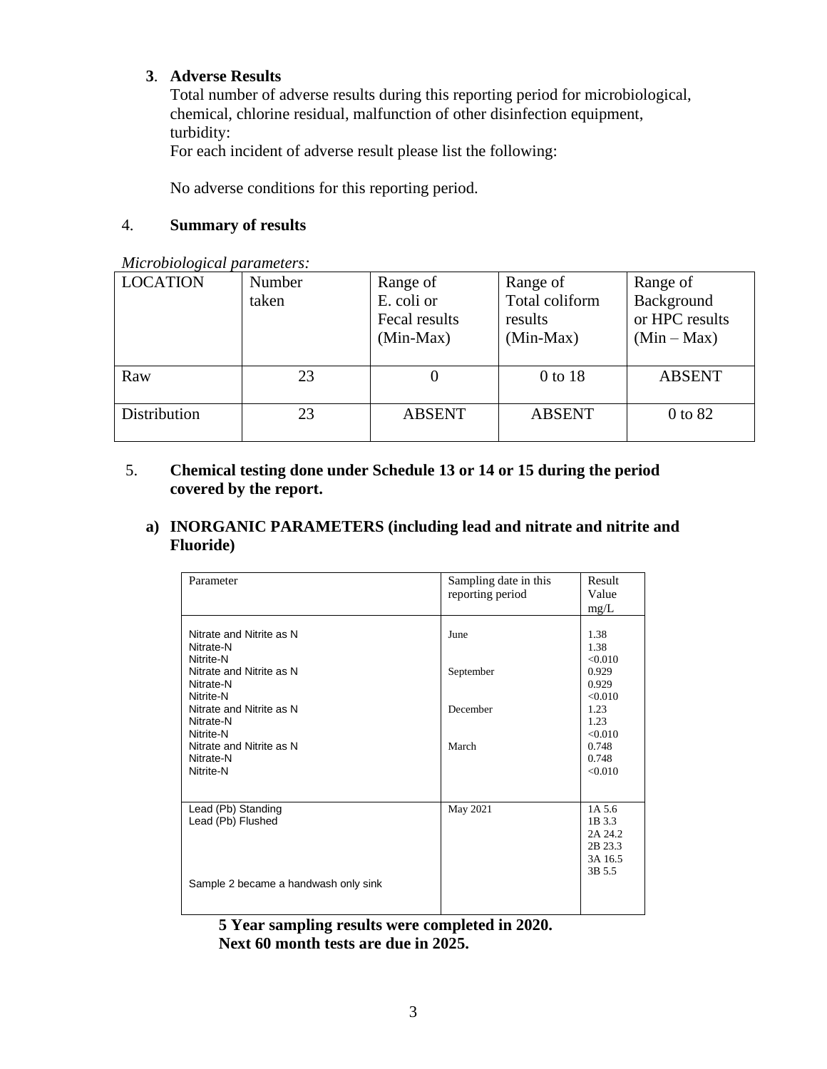**3**. **Adverse Results**

Total number of adverse results during this reporting period for microbiological, chemical, chlorine residual, malfunction of other disinfection equipment, turbidity:

For each incident of adverse result please list the following:

No adverse conditions for this reporting period.

4. **Summary of results**

*Microbiological parameters:*

| LOCATION | Number taken | Range of E. coli or Fecal results (Min-Max) | Range of Total coliform results (Min-Max) | Range of Background or HPC results (Min – Max) |
|---|---|---|---|---|
| Raw | 23 | 0 | 0 to 18 | ABSENT |
| Distribution | 23 | ABSENT | ABSENT | 0 to 82 |

5. **Chemical testing done under Schedule 13 or 14 or 15 during the period covered by the report.**

**a) INORGANIC PARAMETERS (including lead and nitrate and nitrite and Fluoride)**

| Parameter | Sampling date in this reporting period | Result Value mg/L |
|---|---|---|
| Nitrate and Nitrite as N | June | 1.38 |
| Nitrate-N | | 1.38 |
| Nitrite-N | | <0.010 |
| Nitrate and Nitrite as N | September | 0.929 |
| Nitrate-N | | 0.929 |
| Nitrite-N | | <0.010 |
| Nitrate and Nitrite as N | December | 1.23 |
| Nitrate-N | | 1.23 |
| Nitrite-N | | <0.010 |
| Nitrate and Nitrite as N | March | 0.748 |
| Nitrate-N | | 0.748 |
| Nitrite-N | | <0.010 |
| Lead (Pb) Standing<br>Lead (Pb) Flushed<br><br>Sample 2 became a handwash only sink | May 2021 | 1A 5.6<br>1B 3.3<br>2A 24.2<br>2B 23.3<br>3A 16.5<br>3B 5.5 |

**5 Year sampling results were completed in 2020.**
**Next 60 month tests are due in 2025.**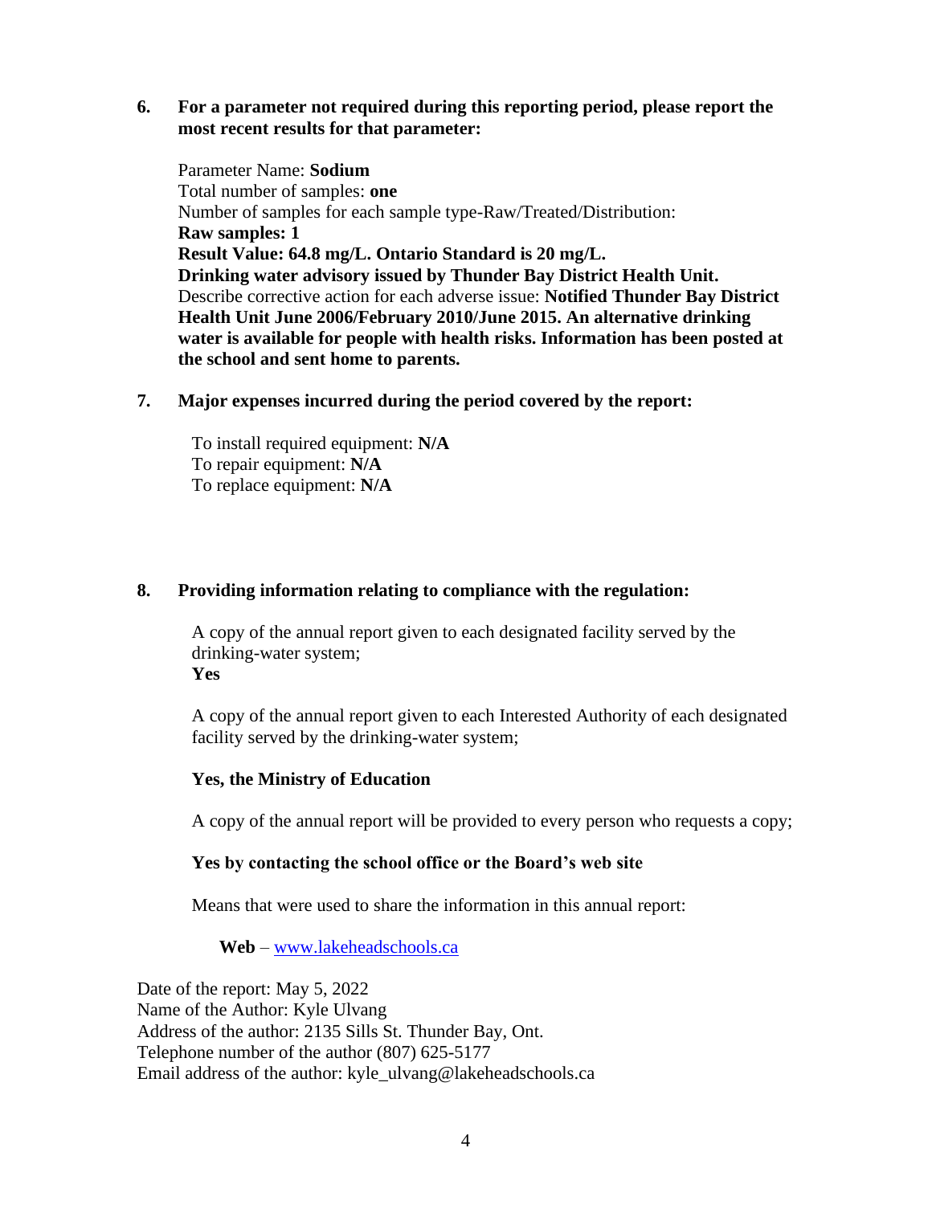**6. For a parameter not required during this reporting period, please report the most recent results for that parameter:**

Parameter Name: **Sodium**
Total number of samples: **one**
Number of samples for each sample type-Raw/Treated/Distribution:
**Raw samples: 1**
**Result Value: 64.8 mg/L. Ontario Standard is 20 mg/L.**
**Drinking water advisory issued by Thunder Bay District Health Unit.**
Describe corrective action for each adverse issue: **Notified Thunder Bay District Health Unit June 2006/February 2010/June 2015. An alternative drinking water is available for people with health risks. Information has been posted at the school and sent home to parents.**

**7. Major expenses incurred during the period covered by the report:**

To install required equipment: **N/A**
To repair equipment: **N/A**
To replace equipment: **N/A**

**8. Providing information relating to compliance with the regulation:**

A copy of the annual report given to each designated facility served by the drinking-water system;
**Yes**

A copy of the annual report given to each Interested Authority of each designated facility served by the drinking-water system;

**Yes, the Ministry of Education**

A copy of the annual report will be provided to every person who requests a copy;

**Yes by contacting the school office or the Board's web site**

Means that were used to share the information in this annual report:

**Web** – www.lakeheadschools.ca

Date of the report: May 5, 2022
Name of the Author: Kyle Ulvang
Address of the author: 2135 Sills St. Thunder Bay, Ont.
Telephone number of the author (807) 625-5177
Email address of the author: kyle_ulvang@lakeheadschools.ca